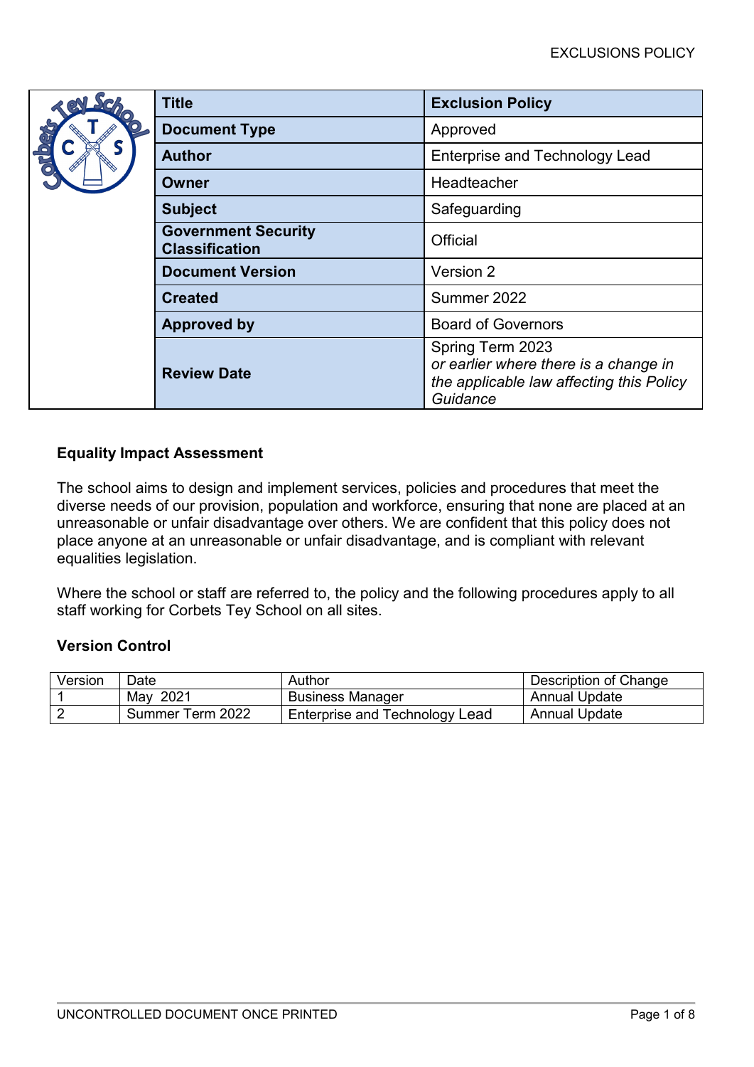| Title | Exclusion Policy |
| --- | --- |
| Document Type | Approved |
| Author | Enterprise and Technology Lead |
| Owner | Headteacher |
| Subject | Safeguarding |
| Government Security Classification | Official |
| Document Version | Version 2 |
| Created | Summer 2022 |
| Approved by | Board of Governors |
| Review Date | Spring Term 2023 *or earlier where there is a change in the applicable law affecting this Policy Guidance* |

**Equality Impact Assessment**

The school aims to design and implement services, policies and procedures that meet the diverse needs of our provision, population and workforce, ensuring that none are placed at an unreasonable or unfair disadvantage over others. We are confident that this policy does not place anyone at an unreasonable or unfair disadvantage, and is compliant with relevant equalities legislation.

Where the school or staff are referred to, the policy and the following procedures apply to all staff working for Corbets Tey School on all sites.

**Version Control**

| Version | Date | Author | Description of Change |
| --- | --- | --- | --- |
| 1 | May 2021 | Business Manager | Annual Update |
| 2 | Summer Term 2022 | Enterprise and Technology Lead | Annual Update |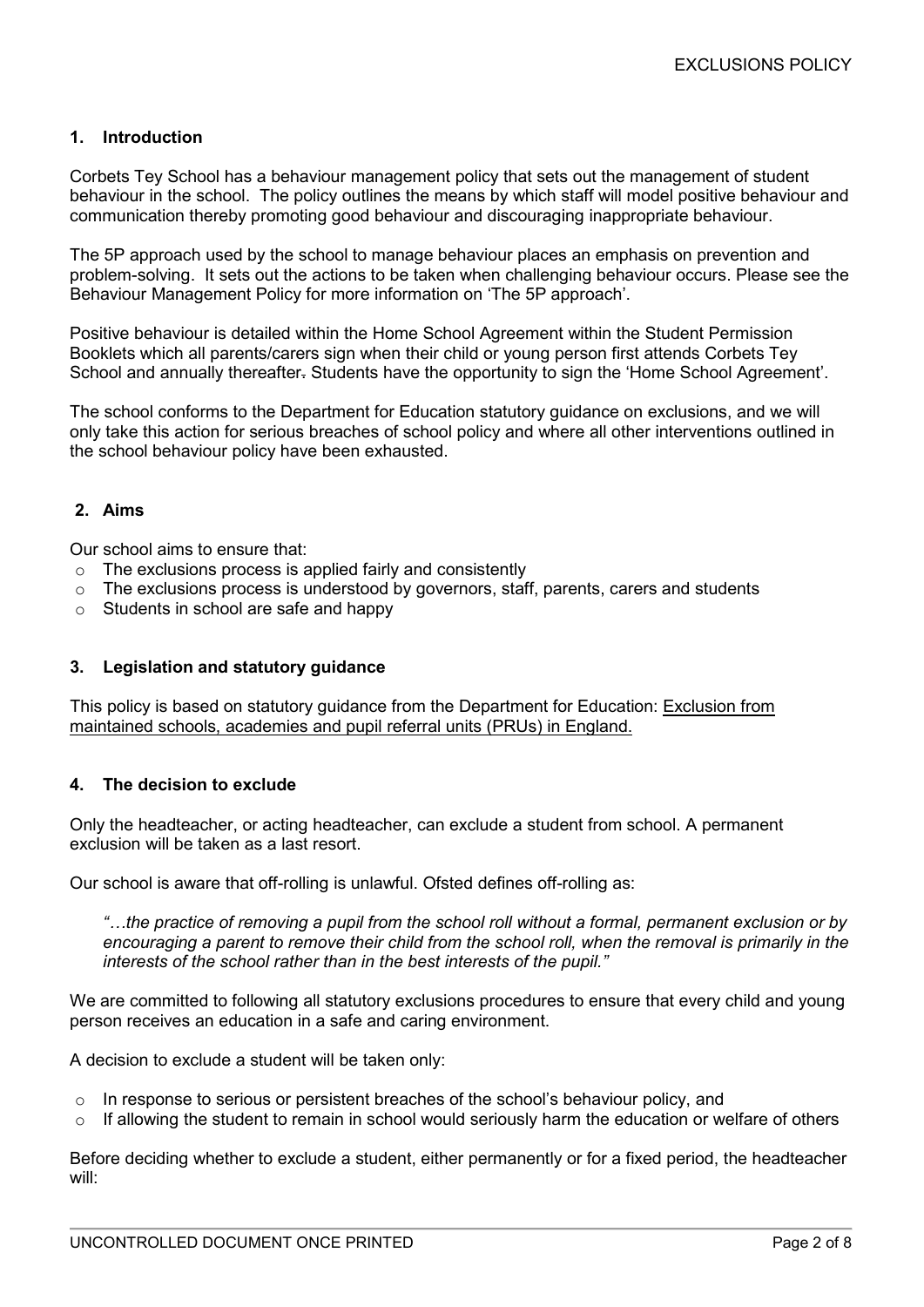## 1. Introduction

Corbets Tey School has a behaviour management policy that sets out the management of student behaviour in the school. The policy outlines the means by which staff will model positive behaviour and communication thereby promoting good behaviour and discouraging inappropriate behaviour.

The 5P approach used by the school to manage behaviour places an emphasis on prevention and problem-solving. It sets out the actions to be taken when challenging behaviour occurs. Please see the Behaviour Management Policy for more information on 'The 5P approach'.

Positive behaviour is detailed within the Home School Agreement within the Student Permission Booklets which all parents/carers sign when their child or young person first attends Corbets Tey School and annually thereafter. Students have the opportunity to sign the 'Home School Agreement'.

The school conforms to the Department for Education statutory guidance on exclusions, and we will only take this action for serious breaches of school policy and where all other interventions outlined in the school behaviour policy have been exhausted.

## 2. Aims

Our school aims to ensure that:

- The exclusions process is applied fairly and consistently
- The exclusions process is understood by governors, staff, parents, carers and students
- Students in school are safe and happy

## 3. Legislation and statutory guidance

This policy is based on statutory guidance from the Department for Education: Exclusion from maintained schools, academies and pupil referral units (PRUs) in England.

## 4. The decision to exclude

Only the headteacher, or acting headteacher, can exclude a student from school. A permanent exclusion will be taken as a last resort.

Our school is aware that off-rolling is unlawful. Ofsted defines off-rolling as:

> *"…the practice of removing a pupil from the school roll without a formal, permanent exclusion or by encouraging a parent to remove their child from the school roll, when the removal is primarily in the interests of the school rather than in the best interests of the pupil."*

We are committed to following all statutory exclusions procedures to ensure that every child and young person receives an education in a safe and caring environment.

A decision to exclude a student will be taken only:

- In response to serious or persistent breaches of the school's behaviour policy, and
- If allowing the student to remain in school would seriously harm the education or welfare of others

Before deciding whether to exclude a student, either permanently or for a fixed period, the headteacher will: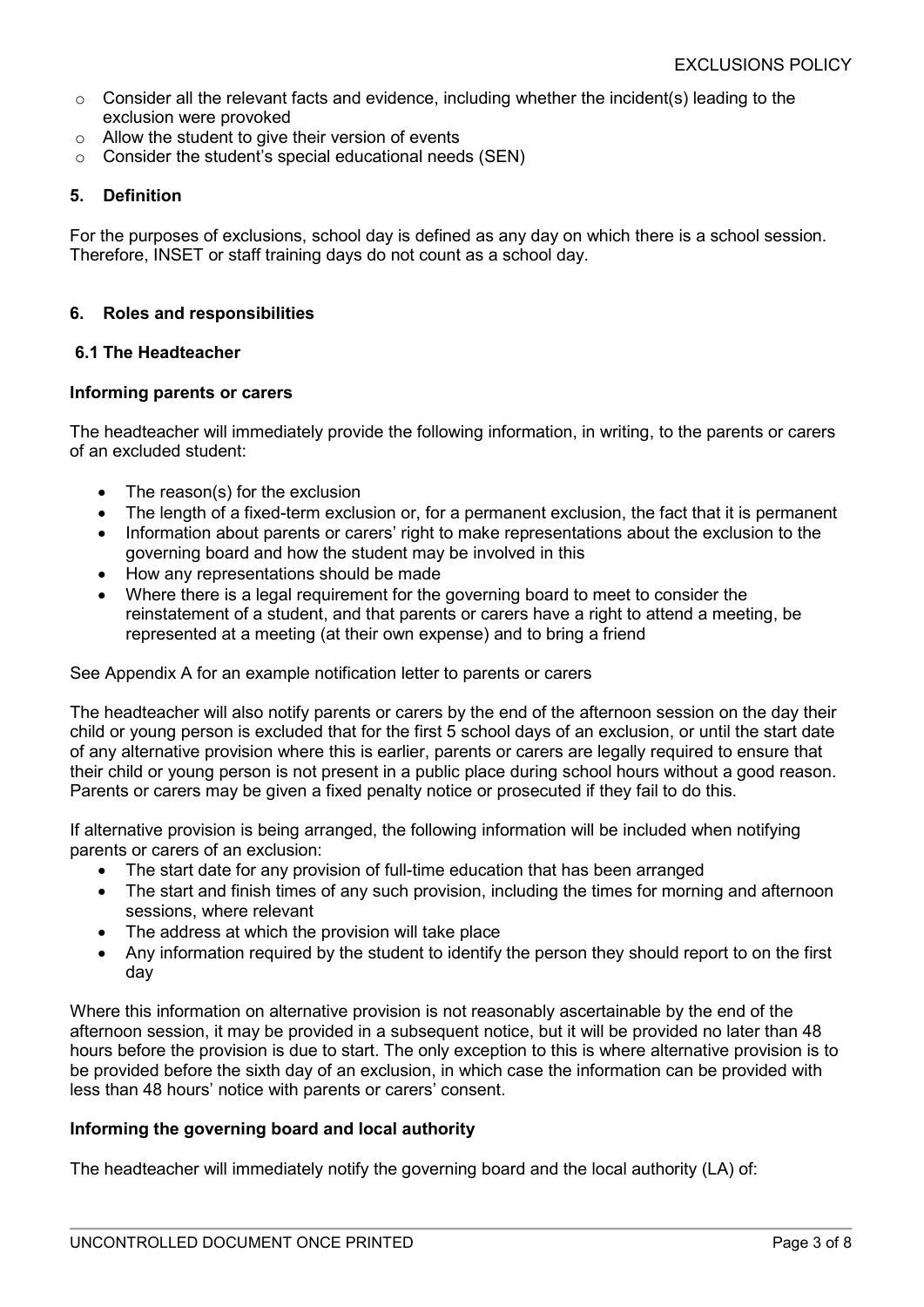- Consider all the relevant facts and evidence, including whether the incident(s) leading to the exclusion were provoked
- Allow the student to give their version of events
- Consider the student's special educational needs (SEN)

## 5. Definition

For the purposes of exclusions, school day is defined as any day on which there is a school session. Therefore, INSET or staff training days do not count as a school day.

## 6. Roles and responsibilities

### 6.1 The Headteacher

**Informing parents or carers**

The headteacher will immediately provide the following information, in writing, to the parents or carers of an excluded student:

- The reason(s) for the exclusion
- The length of a fixed-term exclusion or, for a permanent exclusion, the fact that it is permanent
- Information about parents or carers' right to make representations about the exclusion to the governing board and how the student may be involved in this
- How any representations should be made
- Where there is a legal requirement for the governing board to meet to consider the reinstatement of a student, and that parents or carers have a right to attend a meeting, be represented at a meeting (at their own expense) and to bring a friend

See Appendix A for an example notification letter to parents or carers

The headteacher will also notify parents or carers by the end of the afternoon session on the day their child or young person is excluded that for the first 5 school days of an exclusion, or until the start date of any alternative provision where this is earlier, parents or carers are legally required to ensure that their child or young person is not present in a public place during school hours without a good reason. Parents or carers may be given a fixed penalty notice or prosecuted if they fail to do this.

If alternative provision is being arranged, the following information will be included when notifying parents or carers of an exclusion:

- The start date for any provision of full-time education that has been arranged
- The start and finish times of any such provision, including the times for morning and afternoon sessions, where relevant
- The address at which the provision will take place
- Any information required by the student to identify the person they should report to on the first day

Where this information on alternative provision is not reasonably ascertainable by the end of the afternoon session, it may be provided in a subsequent notice, but it will be provided no later than 48 hours before the provision is due to start. The only exception to this is where alternative provision is to be provided before the sixth day of an exclusion, in which case the information can be provided with less than 48 hours' notice with parents or carers' consent.

**Informing the governing board and local authority**

The headteacher will immediately notify the governing board and the local authority (LA) of: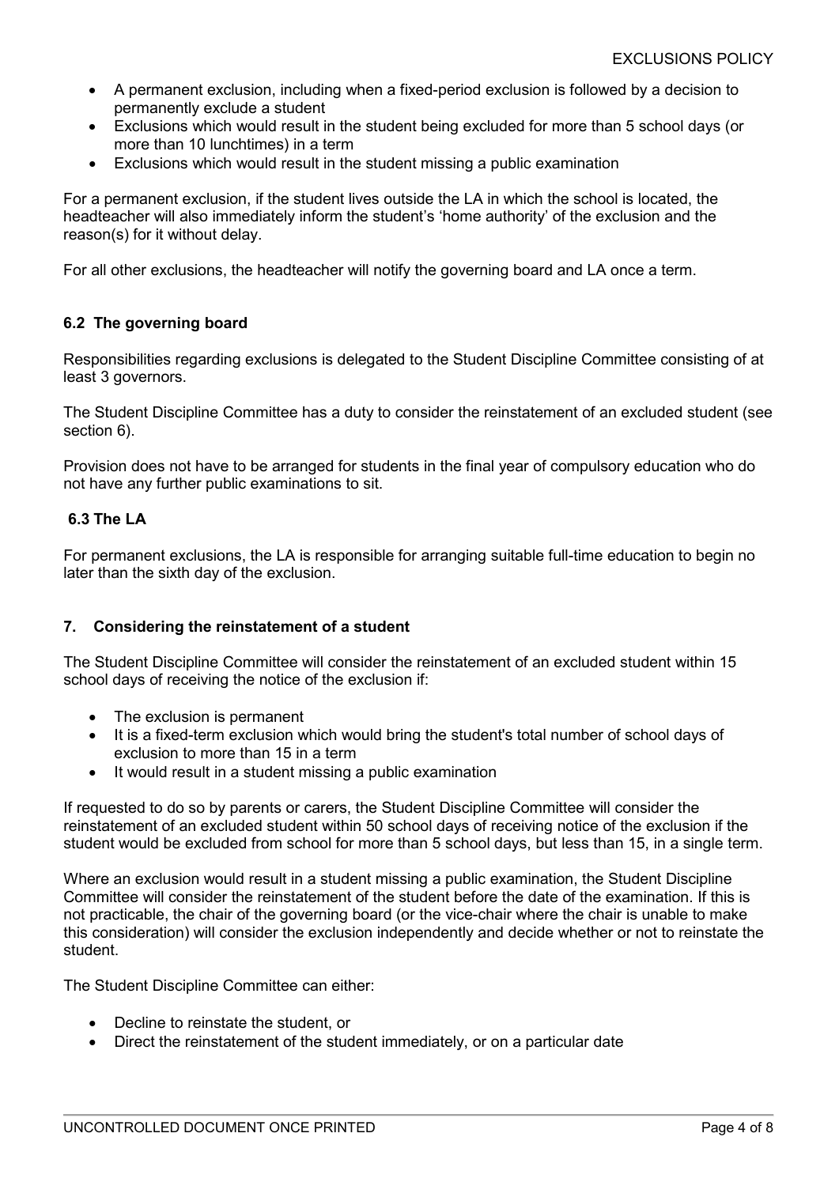- A permanent exclusion, including when a fixed-period exclusion is followed by a decision to permanently exclude a student
- Exclusions which would result in the student being excluded for more than 5 school days (or more than 10 lunchtimes) in a term
- Exclusions which would result in the student missing a public examination

For a permanent exclusion, if the student lives outside the LA in which the school is located, the headteacher will also immediately inform the student's 'home authority' of the exclusion and the reason(s) for it without delay.

For all other exclusions, the headteacher will notify the governing board and LA once a term.

### 6.2 The governing board

Responsibilities regarding exclusions is delegated to the Student Discipline Committee consisting of at least 3 governors.

The Student Discipline Committee has a duty to consider the reinstatement of an excluded student (see section 6).

Provision does not have to be arranged for students in the final year of compulsory education who do not have any further public examinations to sit.

### 6.3 The LA

For permanent exclusions, the LA is responsible for arranging suitable full-time education to begin no later than the sixth day of the exclusion.

## 7. Considering the reinstatement of a student

The Student Discipline Committee will consider the reinstatement of an excluded student within 15 school days of receiving the notice of the exclusion if:

- The exclusion is permanent
- It is a fixed-term exclusion which would bring the student's total number of school days of exclusion to more than 15 in a term
- It would result in a student missing a public examination

If requested to do so by parents or carers, the Student Discipline Committee will consider the reinstatement of an excluded student within 50 school days of receiving notice of the exclusion if the student would be excluded from school for more than 5 school days, but less than 15, in a single term.

Where an exclusion would result in a student missing a public examination, the Student Discipline Committee will consider the reinstatement of the student before the date of the examination. If this is not practicable, the chair of the governing board (or the vice-chair where the chair is unable to make this consideration) will consider the exclusion independently and decide whether or not to reinstate the student.

The Student Discipline Committee can either:

- Decline to reinstate the student, or
- Direct the reinstatement of the student immediately, or on a particular date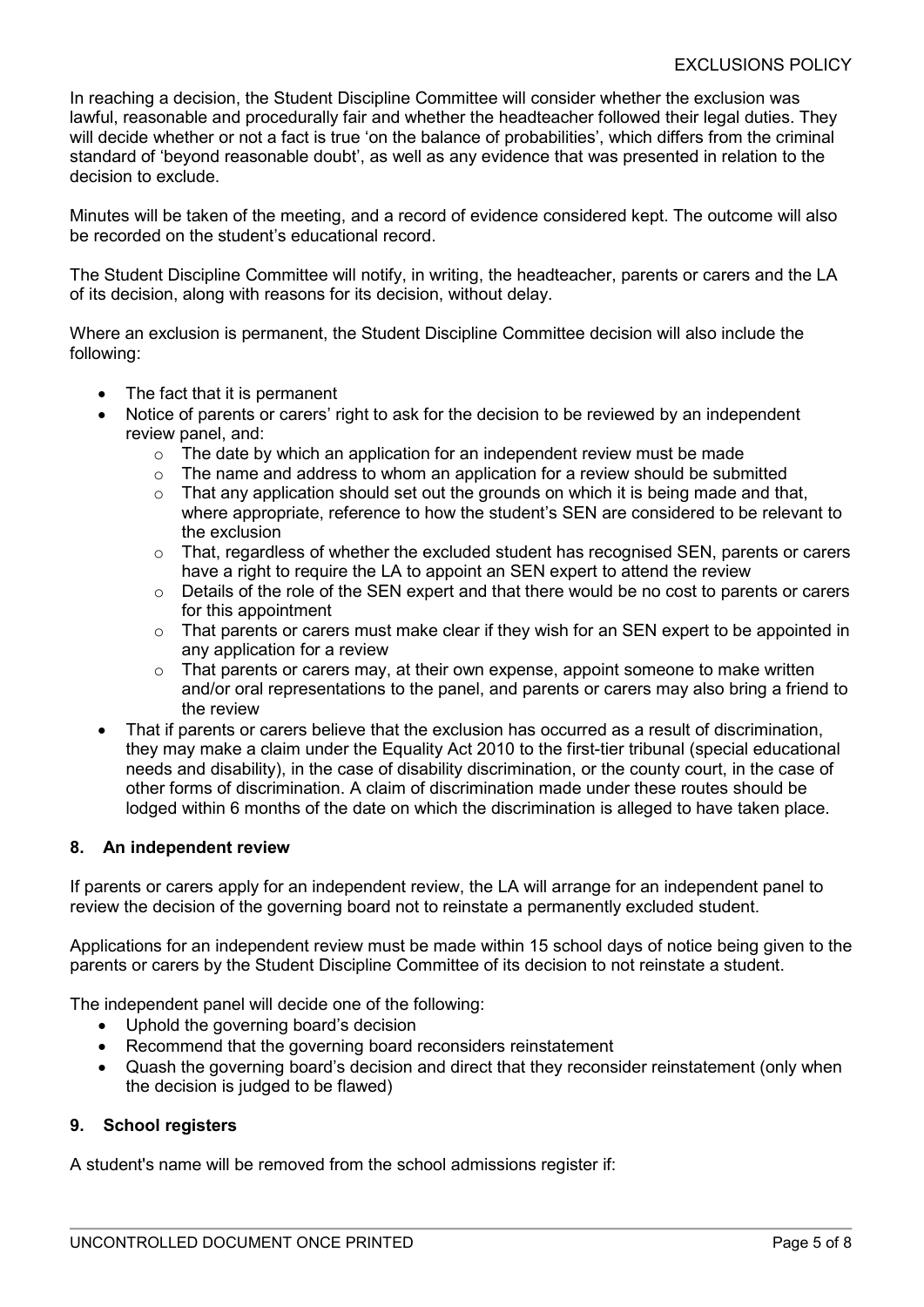In reaching a decision, the Student Discipline Committee will consider whether the exclusion was lawful, reasonable and procedurally fair and whether the headteacher followed their legal duties. They will decide whether or not a fact is true 'on the balance of probabilities', which differs from the criminal standard of 'beyond reasonable doubt', as well as any evidence that was presented in relation to the decision to exclude.

Minutes will be taken of the meeting, and a record of evidence considered kept. The outcome will also be recorded on the student's educational record.

The Student Discipline Committee will notify, in writing, the headteacher, parents or carers and the LA of its decision, along with reasons for its decision, without delay.

Where an exclusion is permanent, the Student Discipline Committee decision will also include the following:

- The fact that it is permanent
- Notice of parents or carers' right to ask for the decision to be reviewed by an independent review panel, and:
    - The date by which an application for an independent review must be made
    - The name and address to whom an application for a review should be submitted
    - That any application should set out the grounds on which it is being made and that, where appropriate, reference to how the student's SEN are considered to be relevant to the exclusion
    - That, regardless of whether the excluded student has recognised SEN, parents or carers have a right to require the LA to appoint an SEN expert to attend the review
    - Details of the role of the SEN expert and that there would be no cost to parents or carers for this appointment
    - That parents or carers must make clear if they wish for an SEN expert to be appointed in any application for a review
    - That parents or carers may, at their own expense, appoint someone to make written and/or oral representations to the panel, and parents or carers may also bring a friend to the review
- That if parents or carers believe that the exclusion has occurred as a result of discrimination, they may make a claim under the Equality Act 2010 to the first-tier tribunal (special educational needs and disability), in the case of disability discrimination, or the county court, in the case of other forms of discrimination. A claim of discrimination made under these routes should be lodged within 6 months of the date on which the discrimination is alleged to have taken place.

## 8. An independent review

If parents or carers apply for an independent review, the LA will arrange for an independent panel to review the decision of the governing board not to reinstate a permanently excluded student.

Applications for an independent review must be made within 15 school days of notice being given to the parents or carers by the Student Discipline Committee of its decision to not reinstate a student.

The independent panel will decide one of the following:

- Uphold the governing board's decision
- Recommend that the governing board reconsiders reinstatement
- Quash the governing board's decision and direct that they reconsider reinstatement (only when the decision is judged to be flawed)

## 9. School registers

A student's name will be removed from the school admissions register if: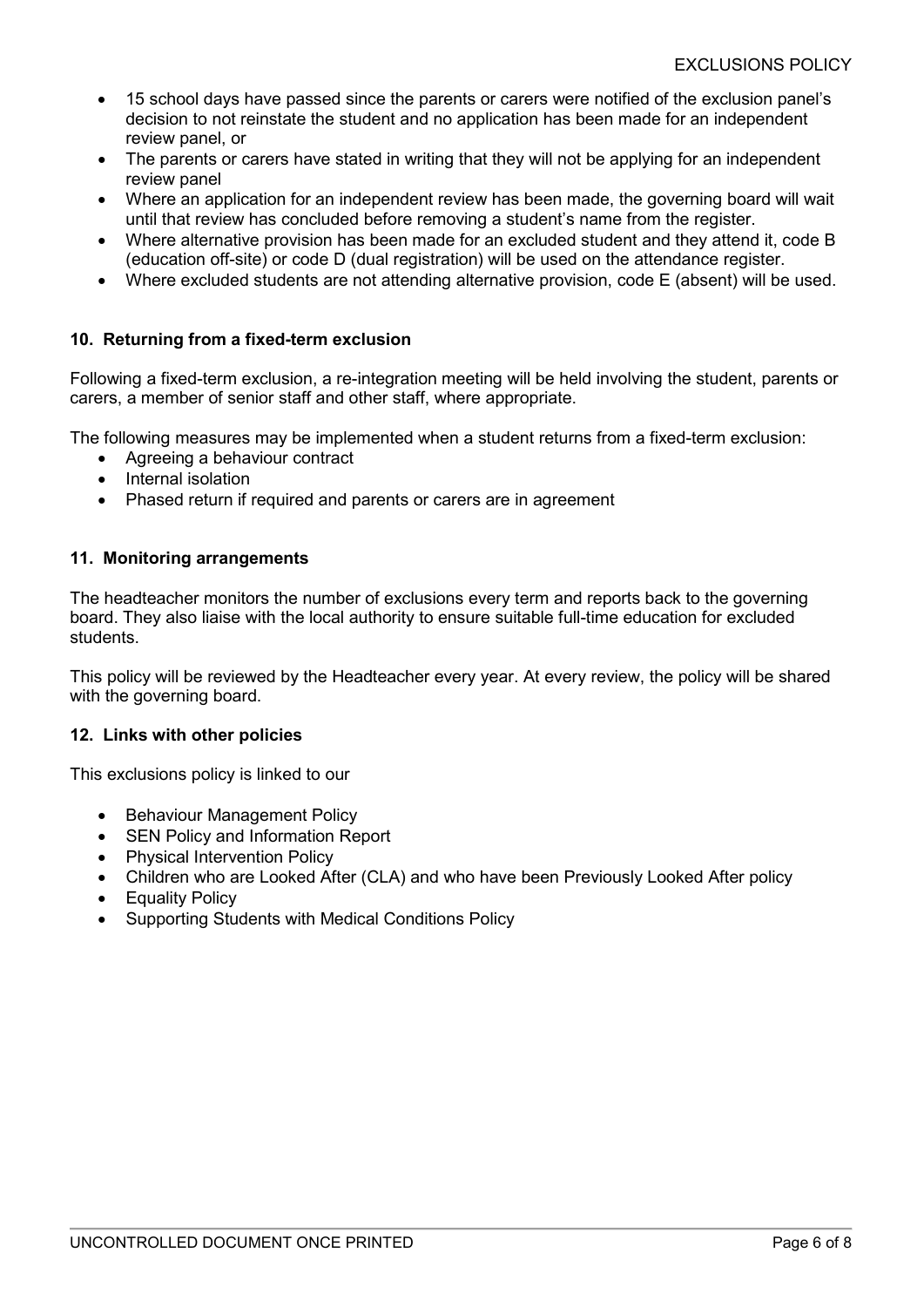- 15 school days have passed since the parents or carers were notified of the exclusion panel's decision to not reinstate the student and no application has been made for an independent review panel, or
- The parents or carers have stated in writing that they will not be applying for an independent review panel
- Where an application for an independent review has been made, the governing board will wait until that review has concluded before removing a student's name from the register.
- Where alternative provision has been made for an excluded student and they attend it, code B (education off-site) or code D (dual registration) will be used on the attendance register.
- Where excluded students are not attending alternative provision, code E (absent) will be used.

## 10. Returning from a fixed-term exclusion

Following a fixed-term exclusion, a re-integration meeting will be held involving the student, parents or carers, a member of senior staff and other staff, where appropriate.

The following measures may be implemented when a student returns from a fixed-term exclusion:

- Agreeing a behaviour contract
- Internal isolation
- Phased return if required and parents or carers are in agreement

## 11. Monitoring arrangements

The headteacher monitors the number of exclusions every term and reports back to the governing board. They also liaise with the local authority to ensure suitable full-time education for excluded students.

This policy will be reviewed by the Headteacher every year. At every review, the policy will be shared with the governing board.

## 12. Links with other policies

This exclusions policy is linked to our

- Behaviour Management Policy
- SEN Policy and Information Report
- Physical Intervention Policy
- Children who are Looked After (CLA) and who have been Previously Looked After policy
- Equality Policy
- Supporting Students with Medical Conditions Policy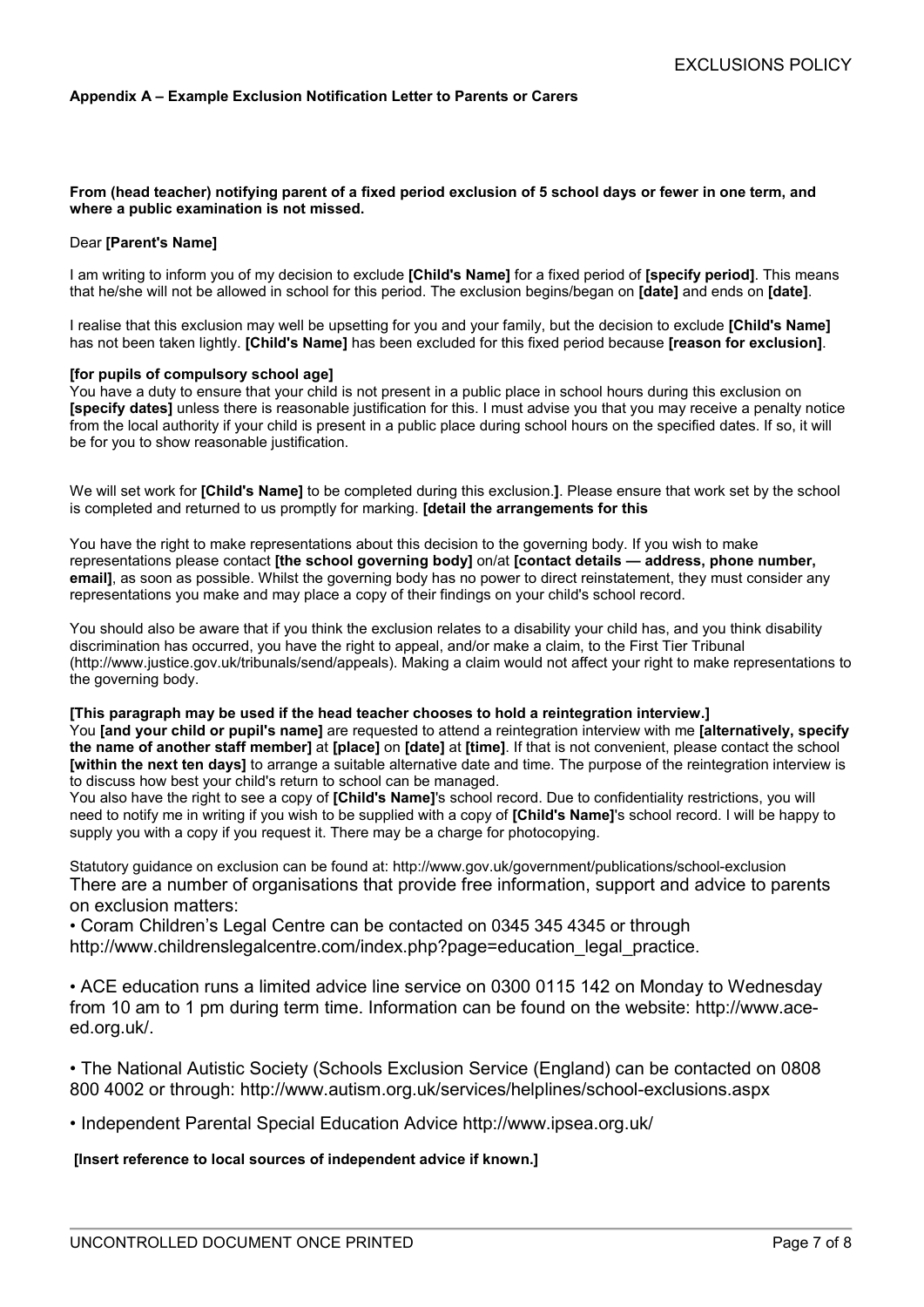**Appendix A – Example Exclusion Notification Letter to Parents or Carers**

**From (head teacher) notifying parent of a fixed period exclusion of 5 school days or fewer in one term, and where a public examination is not missed.**

Dear **[Parent's Name]**

I am writing to inform you of my decision to exclude **[Child's Name]** for a fixed period of **[specify period]**. This means that he/she will not be allowed in school for this period. The exclusion begins/began on **[date]** and ends on **[date]**.

I realise that this exclusion may well be upsetting for you and your family, but the decision to exclude **[Child's Name]** has not been taken lightly. **[Child's Name]** has been excluded for this fixed period because **[reason for exclusion]**.

**[for pupils of compulsory school age]**
You have a duty to ensure that your child is not present in a public place in school hours during this exclusion on **[specify dates]** unless there is reasonable justification for this. I must advise you that you may receive a penalty notice from the local authority if your child is present in a public place during school hours on the specified dates. If so, it will be for you to show reasonable justification.

We will set work for **[Child's Name]** to be completed during this exclusion.**]**. Please ensure that work set by the school is completed and returned to us promptly for marking. **[detail the arrangements for this**

You have the right to make representations about this decision to the governing body. If you wish to make representations please contact **[the school governing body]** on/at **[contact details — address, phone number, email]**, as soon as possible. Whilst the governing body has no power to direct reinstatement, they must consider any representations you make and may place a copy of their findings on your child's school record.

You should also be aware that if you think the exclusion relates to a disability your child has, and you think disability discrimination has occurred, you have the right to appeal, and/or make a claim, to the First Tier Tribunal (http://www.justice.gov.uk/tribunals/send/appeals). Making a claim would not affect your right to make representations to the governing body.

**[This paragraph may be used if the head teacher chooses to hold a reintegration interview.]**
You **[and your child or pupil's name]** are requested to attend a reintegration interview with me **[alternatively, specify the name of another staff member]** at **[place]** on **[date]** at **[time]**. If that is not convenient, please contact the school **[within the next ten days]** to arrange a suitable alternative date and time. The purpose of the reintegration interview is to discuss how best your child's return to school can be managed.
You also have the right to see a copy of **[Child's Name]**'s school record. Due to confidentiality restrictions, you will need to notify me in writing if you wish to be supplied with a copy of **[Child's Name]**'s school record. I will be happy to supply you with a copy if you request it. There may be a charge for photocopying.

Statutory guidance on exclusion can be found at: http://www.gov.uk/government/publications/school-exclusion
There are a number of organisations that provide free information, support and advice to parents on exclusion matters:

- Coram Children's Legal Centre can be contacted on 0345 345 4345 or through http://www.childrenslegalcentre.com/index.php?page=education_legal_practice.

- ACE education runs a limited advice line service on 0300 0115 142 on Monday to Wednesday from 10 am to 1 pm during term time. Information can be found on the website: http://www.ace-ed.org.uk/.

- The National Autistic Society (Schools Exclusion Service (England) can be contacted on 0808 800 4002 or through: http://www.autism.org.uk/services/helplines/school-exclusions.aspx

- Independent Parental Special Education Advice http://www.ipsea.org.uk/

**[Insert reference to local sources of independent advice if known.]**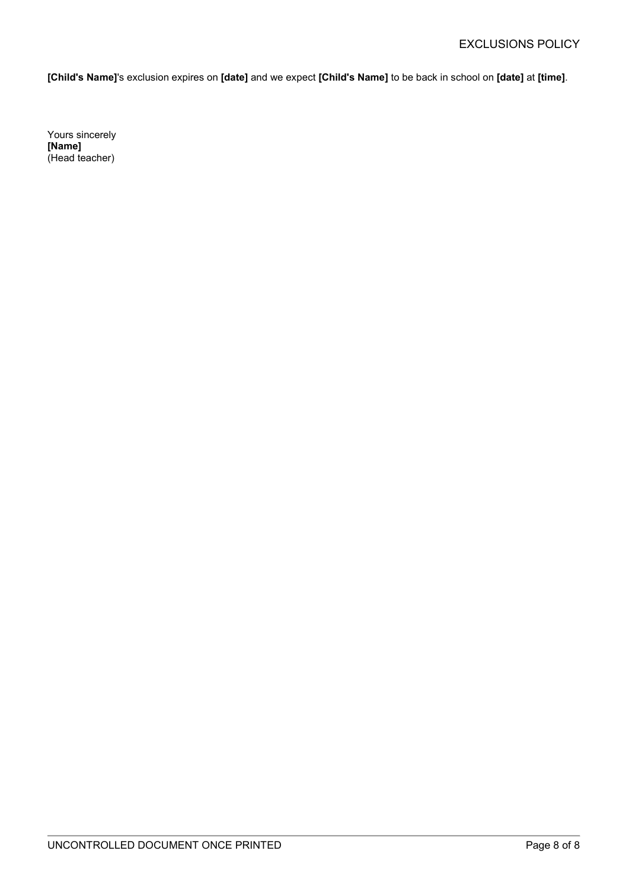**[Child's Name]**'s exclusion expires on **[date]** and we expect **[Child's Name]** to be back in school on **[date]** at **[time]**.

Yours sincerely
**[Name]**
(Head teacher)